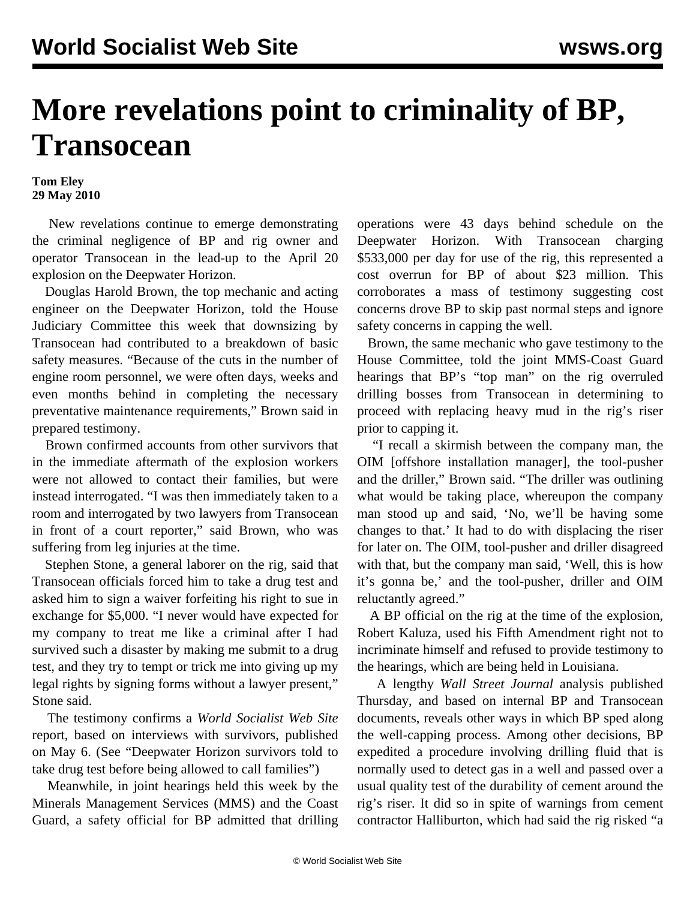# More revelations point to criminality of BP, Transocean

**Tom Eley**
**29 May 2010**

New revelations continue to emerge demonstrating the criminal negligence of BP and rig owner and operator Transocean in the lead-up to the April 20 explosion on the Deepwater Horizon.

Douglas Harold Brown, the top mechanic and acting engineer on the Deepwater Horizon, told the House Judiciary Committee this week that downsizing by Transocean had contributed to a breakdown of basic safety measures. "Because of the cuts in the number of engine room personnel, we were often days, weeks and even months behind in completing the necessary preventative maintenance requirements," Brown said in prepared testimony.

Brown confirmed accounts from other survivors that in the immediate aftermath of the explosion workers were not allowed to contact their families, but were instead interrogated. "I was then immediately taken to a room and interrogated by two lawyers from Transocean in front of a court reporter," said Brown, who was suffering from leg injuries at the time.

Stephen Stone, a general laborer on the rig, said that Transocean officials forced him to take a drug test and asked him to sign a waiver forfeiting his right to sue in exchange for $5,000. "I never would have expected for my company to treat me like a criminal after I had survived such a disaster by making me submit to a drug test, and they try to tempt or trick me into giving up my legal rights by signing forms without a lawyer present," Stone said.

The testimony confirms a *World Socialist Web Site* report, based on interviews with survivors, published on May 6. (See "Deepwater Horizon survivors told to take drug test before being allowed to call families")

Meanwhile, in joint hearings held this week by the Minerals Management Services (MMS) and the Coast Guard, a safety official for BP admitted that drilling operations were 43 days behind schedule on the Deepwater Horizon. With Transocean charging $533,000 per day for use of the rig, this represented a cost overrun for BP of about $23 million. This corroborates a mass of testimony suggesting cost concerns drove BP to skip past normal steps and ignore safety concerns in capping the well.

Brown, the same mechanic who gave testimony to the House Committee, told the joint MMS-Coast Guard hearings that BP's "top man" on the rig overruled drilling bosses from Transocean in determining to proceed with replacing heavy mud in the rig's riser prior to capping it.

"I recall a skirmish between the company man, the OIM [offshore installation manager], the tool-pusher and the driller," Brown said. "The driller was outlining what would be taking place, whereupon the company man stood up and said, 'No, we'll be having some changes to that.' It had to do with displacing the riser for later on. The OIM, tool-pusher and driller disagreed with that, but the company man said, 'Well, this is how it's gonna be,' and the tool-pusher, driller and OIM reluctantly agreed."

A BP official on the rig at the time of the explosion, Robert Kaluza, used his Fifth Amendment right not to incriminate himself and refused to provide testimony to the hearings, which are being held in Louisiana.

A lengthy *Wall Street Journal* analysis published Thursday, and based on internal BP and Transocean documents, reveals other ways in which BP sped along the well-capping process. Among other decisions, BP expedited a procedure involving drilling fluid that is normally used to detect gas in a well and passed over a usual quality test of the durability of cement around the rig's riser. It did so in spite of warnings from cement contractor Halliburton, which had said the rig risked "a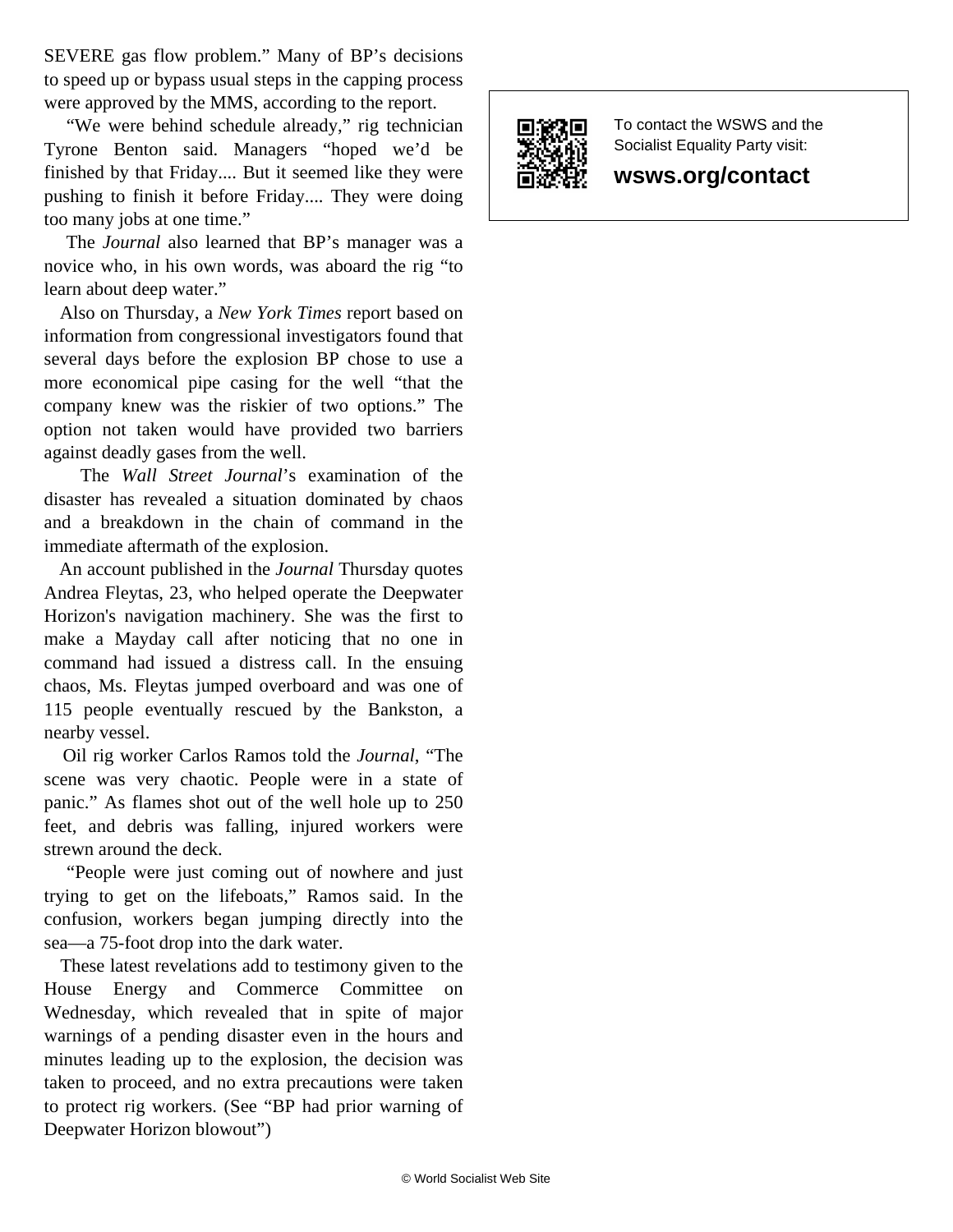SEVERE gas flow problem." Many of BP's decisions to speed up or bypass usual steps in the capping process were approved by the MMS, according to the report.

"We were behind schedule already," rig technician Tyrone Benton said. Managers "hoped we'd be finished by that Friday.... But it seemed like they were pushing to finish it before Friday.... They were doing too many jobs at one time."

The *Journal* also learned that BP's manager was a novice who, in his own words, was aboard the rig "to learn about deep water."

Also on Thursday, a *New York Times* report based on information from congressional investigators found that several days before the explosion BP chose to use a more economical pipe casing for the well "that the company knew was the riskier of two options." The option not taken would have provided two barriers against deadly gases from the well.

The *Wall Street Journal*'s examination of the disaster has revealed a situation dominated by chaos and a breakdown in the chain of command in the immediate aftermath of the explosion.

An account published in the *Journal* Thursday quotes Andrea Fleytas, 23, who helped operate the Deepwater Horizon's navigation machinery. She was the first to make a Mayday call after noticing that no one in command had issued a distress call. In the ensuing chaos, Ms. Fleytas jumped overboard and was one of 115 people eventually rescued by the Bankston, a nearby vessel.

Oil rig worker Carlos Ramos told the *Journal*, "The scene was very chaotic. People were in a state of panic." As flames shot out of the well hole up to 250 feet, and debris was falling, injured workers were strewn around the deck.

"People were just coming out of nowhere and just trying to get on the lifeboats," Ramos said. In the confusion, workers began jumping directly into the sea—a 75-foot drop into the dark water.

These latest revelations add to testimony given to the House Energy and Commerce Committee on Wednesday, which revealed that in spite of major warnings of a pending disaster even in the hours and minutes leading up to the explosion, the decision was taken to proceed, and no extra precautions were taken to protect rig workers. (See "BP had prior warning of Deepwater Horizon blowout")

To contact the WSWS and the Socialist Equality Party visit:

**wsws.org/contact**